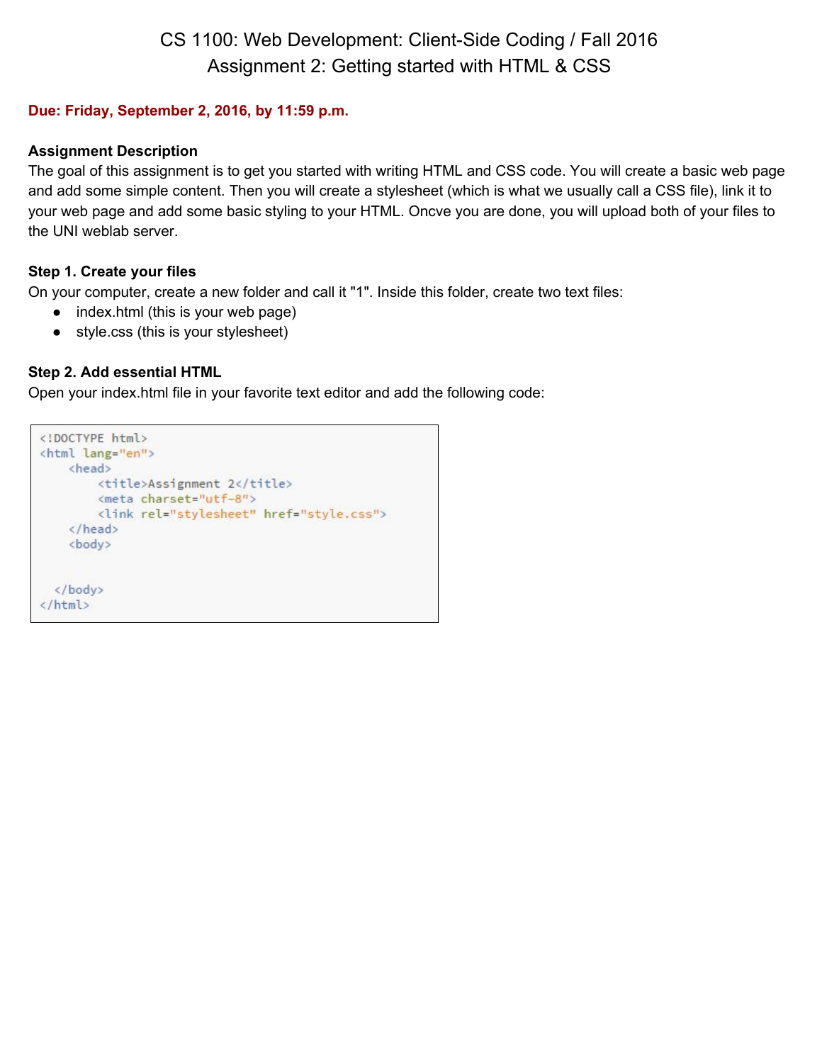# CS 1100: Web Development: Client-Side Coding / Fall 2016
## Assignment 2: Getting started with HTML & CSS

**Due: Friday, September 2, 2016, by 11:59 p.m.**

**Assignment Description**

The goal of this assignment is to get you started with writing HTML and CSS code. You will create a basic web page and add some simple content. Then you will create a stylesheet (which is what we usually call a CSS file), link it to your web page and add some basic styling to your HTML. Oncve you are done, you will upload both of your files to the UNI weblab server.

**Step 1. Create your files**

On your computer, create a new folder and call it "1". Inside this folder, create two text files:

- index.html (this is your web page)
- style.css (this is your stylesheet)

**Step 2. Add essential HTML**

Open your index.html file in your favorite text editor and add the following code:

```
<!DOCTYPE html>
<html lang="en">
    <head>
        <title>Assignment 2</title>
        <meta charset="utf-8">
        <link rel="stylesheet" href="style.css">
    </head>
    <body>


  </body>
</html>
```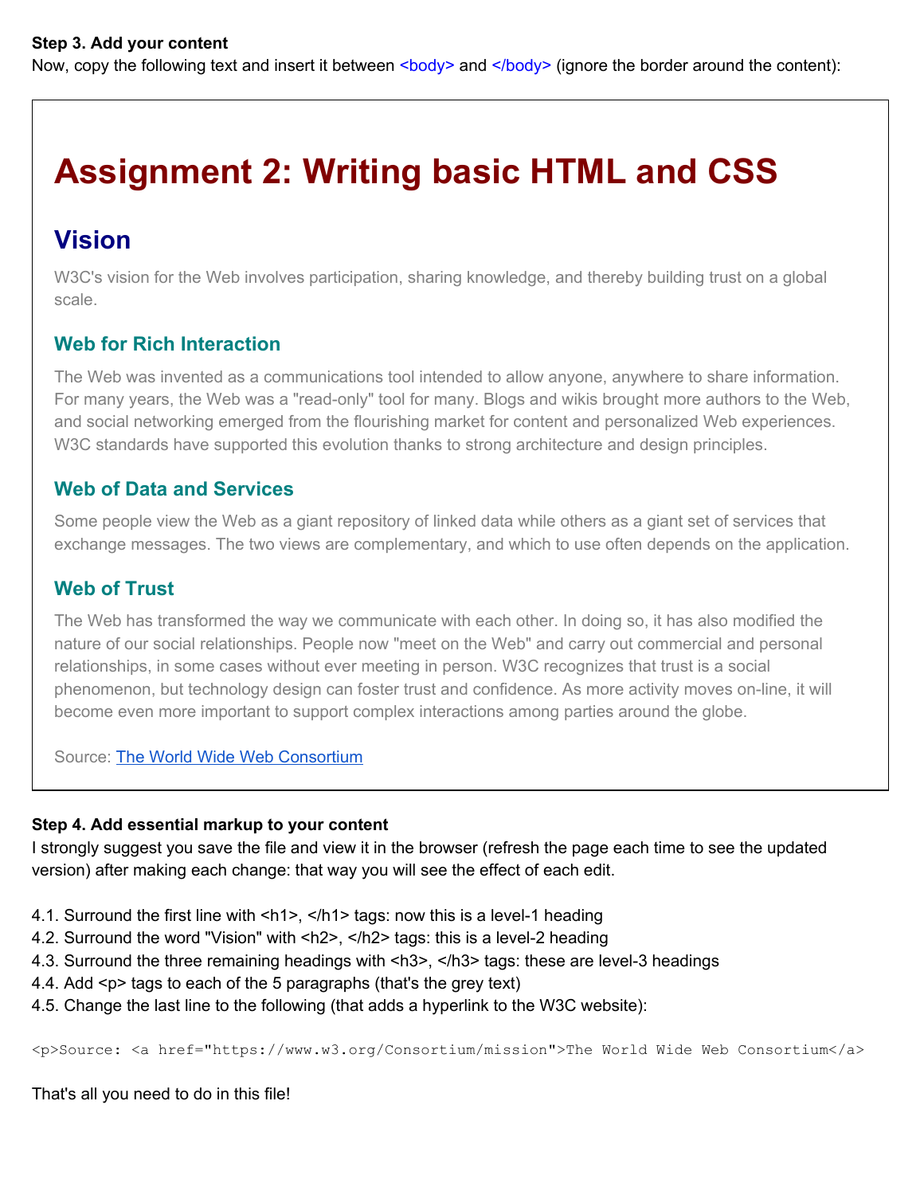**Step 3. Add your content**

Now, copy the following text and insert it between <body> and </body> (ignore the border around the content):

# Assignment 2: Writing basic HTML and CSS

## Vision

W3C's vision for the Web involves participation, sharing knowledge, and thereby building trust on a global scale.

### Web for Rich Interaction

The Web was invented as a communications tool intended to allow anyone, anywhere to share information. For many years, the Web was a "read-only" tool for many. Blogs and wikis brought more authors to the Web, and social networking emerged from the flourishing market for content and personalized Web experiences. W3C standards have supported this evolution thanks to strong architecture and design principles.

### Web of Data and Services

Some people view the Web as a giant repository of linked data while others as a giant set of services that exchange messages. The two views are complementary, and which to use often depends on the application.

### Web of Trust

The Web has transformed the way we communicate with each other. In doing so, it has also modified the nature of our social relationships. People now "meet on the Web" and carry out commercial and personal relationships, in some cases without ever meeting in person. W3C recognizes that trust is a social phenomenon, but technology design can foster trust and confidence. As more activity moves on-line, it will become even more important to support complex interactions among parties around the globe.

Source: The World Wide Web Consortium

**Step 4. Add essential markup to your content**

I strongly suggest you save the file and view it in the browser (refresh the page each time to see the updated version) after making each change: that way you will see the effect of each edit.

4.1. Surround the first line with <h1>, </h1> tags: now this is a level-1 heading
4.2. Surround the word "Vision" with <h2>, </h2> tags: this is a level-2 heading
4.3. Surround the three remaining headings with <h3>, </h3> tags: these are level-3 headings
4.4. Add <p> tags to each of the 5 paragraphs (that's the grey text)
4.5. Change the last line to the following (that adds a hyperlink to the W3C website):

```
<p>Source: <a href="https://www.w3.org/Consortium/mission">The World Wide Web Consortium</a>
```

That's all you need to do in this file!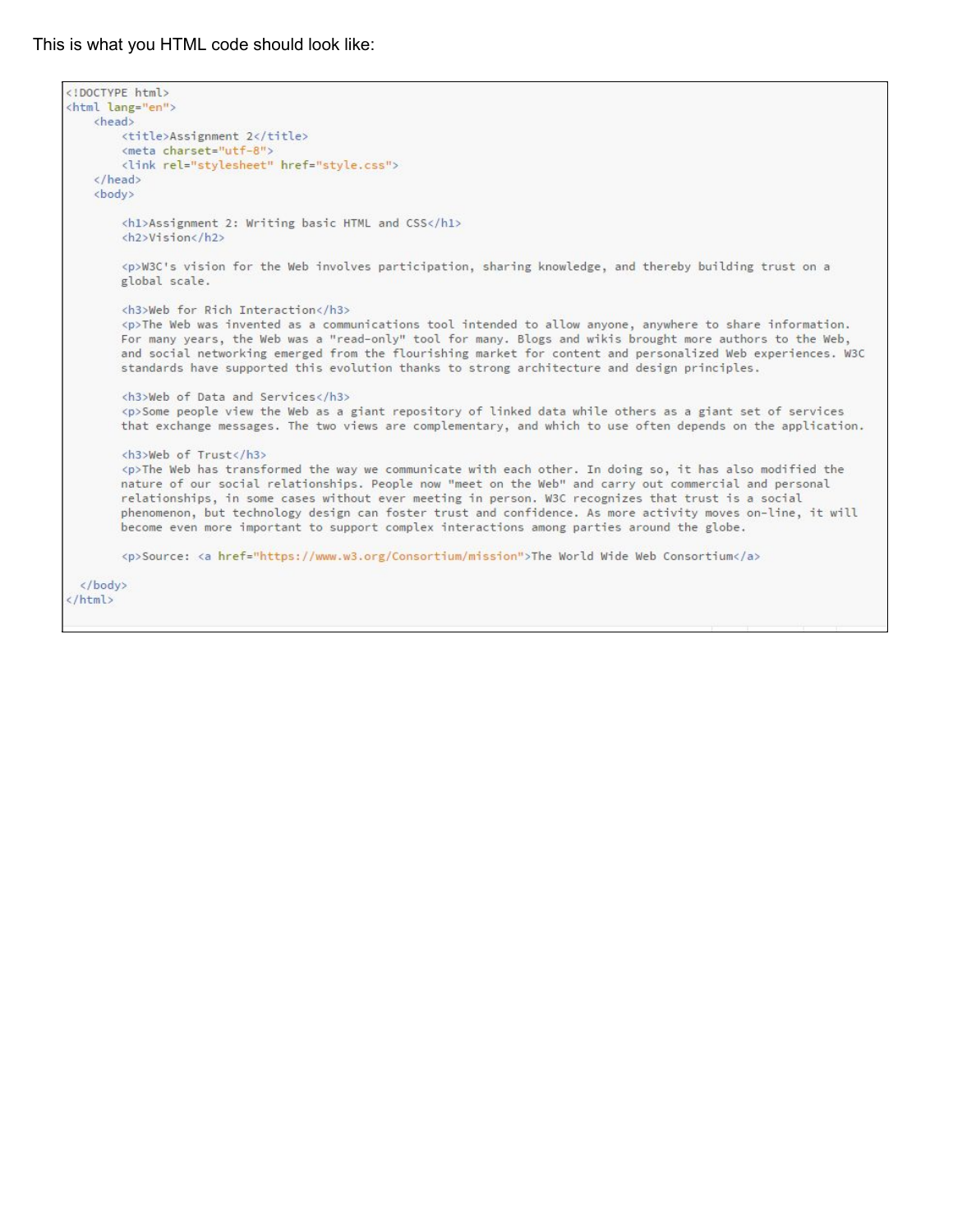This is what you HTML code should look like:

```
<!DOCTYPE html>
<html lang="en">
    <head>
        <title>Assignment 2</title>
        <meta charset="utf-8">
        <link rel="stylesheet" href="style.css">
    </head>
    <body>

        <h1>Assignment 2: Writing basic HTML and CSS</h1>
        <h2>Vision</h2>

        <p>W3C's vision for the Web involves participation, sharing knowledge, and thereby building trust on a
        global scale.

        <h3>Web for Rich Interaction</h3>
        <p>The Web was invented as a communications tool intended to allow anyone, anywhere to share information.
        For many years, the Web was a "read-only" tool for many. Blogs and wikis brought more authors to the Web,
        and social networking emerged from the flourishing market for content and personalized Web experiences. W3C
        standards have supported this evolution thanks to strong architecture and design principles.

        <h3>Web of Data and Services</h3>
        <p>Some people view the Web as a giant repository of linked data while others as a giant set of services
        that exchange messages. The two views are complementary, and which to use often depends on the application.

        <h3>Web of Trust</h3>
        <p>The Web has transformed the way we communicate with each other. In doing so, it has also modified the
        nature of our social relationships. People now "meet on the Web" and carry out commercial and personal
        relationships, in some cases without ever meeting in person. W3C recognizes that trust is a social
        phenomenon, but technology design can foster trust and confidence. As more activity moves on-line, it will
        become even more important to support complex interactions among parties around the globe.

        <p>Source: <a href="https://www.w3.org/Consortium/mission">The World Wide Web Consortium</a>

  </body>
</html>
```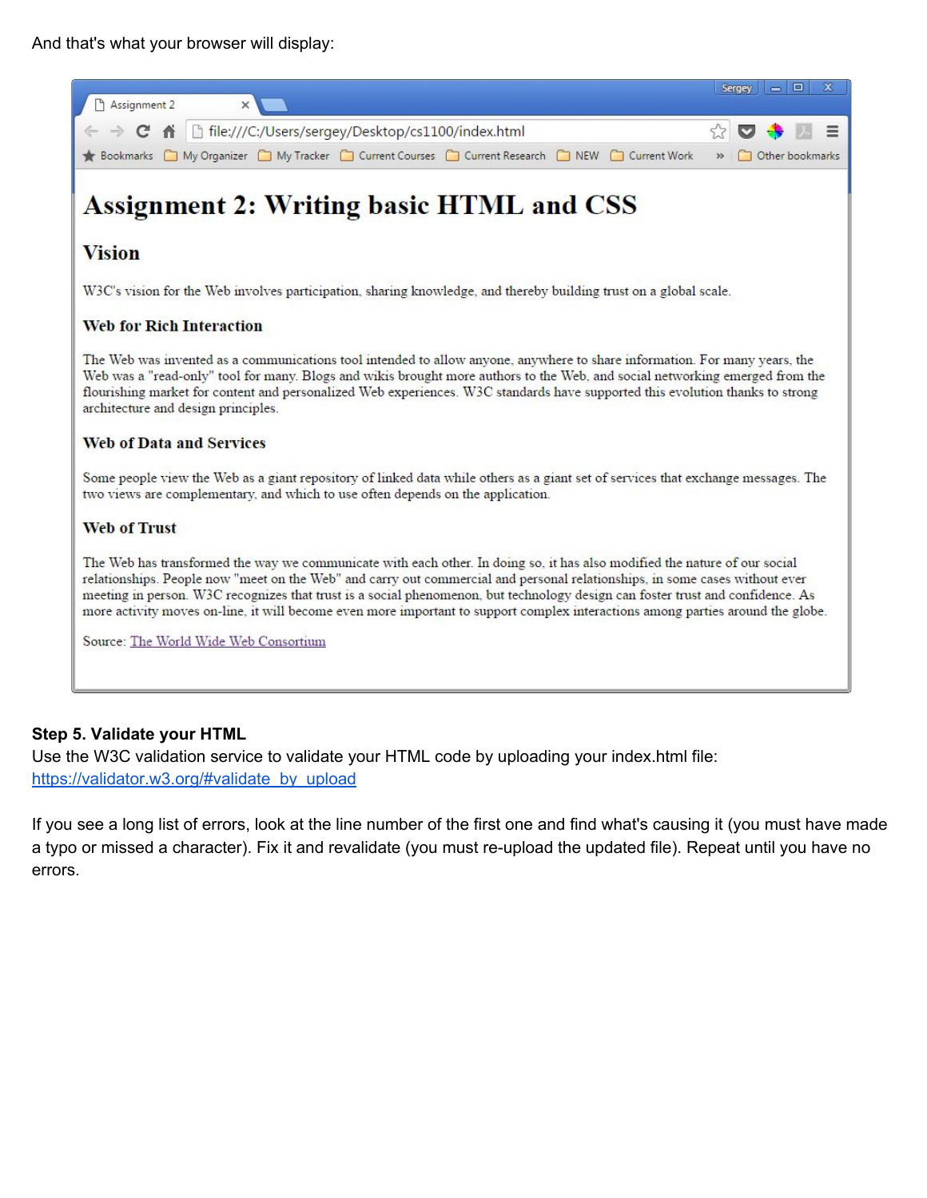And that's what your browser will display:

# Assignment 2: Writing basic HTML and CSS

## Vision

W3C's vision for the Web involves participation, sharing knowledge, and thereby building trust on a global scale.

### Web for Rich Interaction

The Web was invented as a communications tool intended to allow anyone, anywhere to share information. For many years, the Web was a "read-only" tool for many. Blogs and wikis brought more authors to the Web, and social networking emerged from the flourishing market for content and personalized Web experiences. W3C standards have supported this evolution thanks to strong architecture and design principles.

### Web of Data and Services

Some people view the Web as a giant repository of linked data while others as a giant set of services that exchange messages. The two views are complementary, and which to use often depends on the application.

### Web of Trust

The Web has transformed the way we communicate with each other. In doing so, it has also modified the nature of our social relationships. People now "meet on the Web" and carry out commercial and personal relationships, in some cases without ever meeting in person. W3C recognizes that trust is a social phenomenon, but technology design can foster trust and confidence. As more activity moves on-line, it will become even more important to support complex interactions among parties around the globe.

Source: The World Wide Web Consortium

**Step 5. Validate your HTML**

Use the W3C validation service to validate your HTML code by uploading your index.html file: https://validator.w3.org/#validate_by_upload

If you see a long list of errors, look at the line number of the first one and find what's causing it (you must have made a typo or missed a character). Fix it and revalidate (you must re-upload the updated file). Repeat until you have no errors.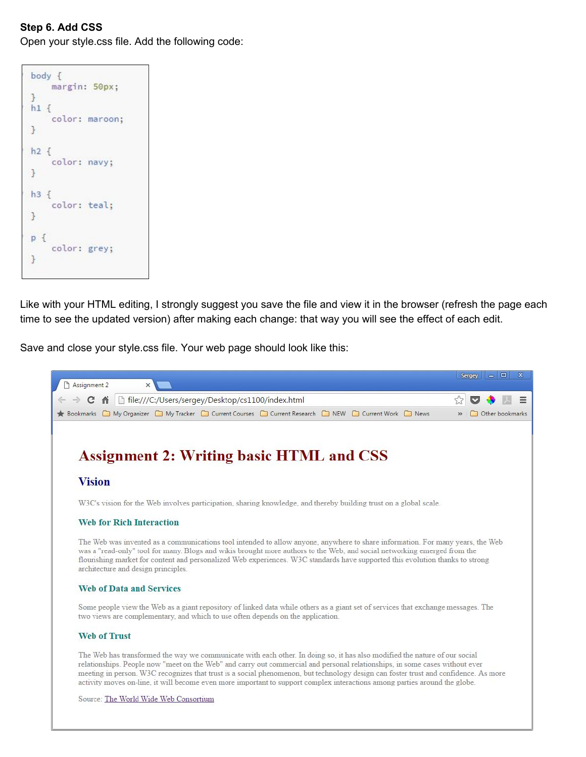**Step 6. Add CSS**

Open your style.css file. Add the following code:

```css
body {
    margin: 50px;
}
h1 {
    color: maroon;
}

h2 {
    color: navy;
}

h3 {
    color: teal;
}

p {
    color: grey;
}
```

Like with your HTML editing, I strongly suggest you save the file and view it in the browser (refresh the page each time to see the updated version) after making each change: that way you will see the effect of each edit.

Save and close your style.css file. Your web page should look like this: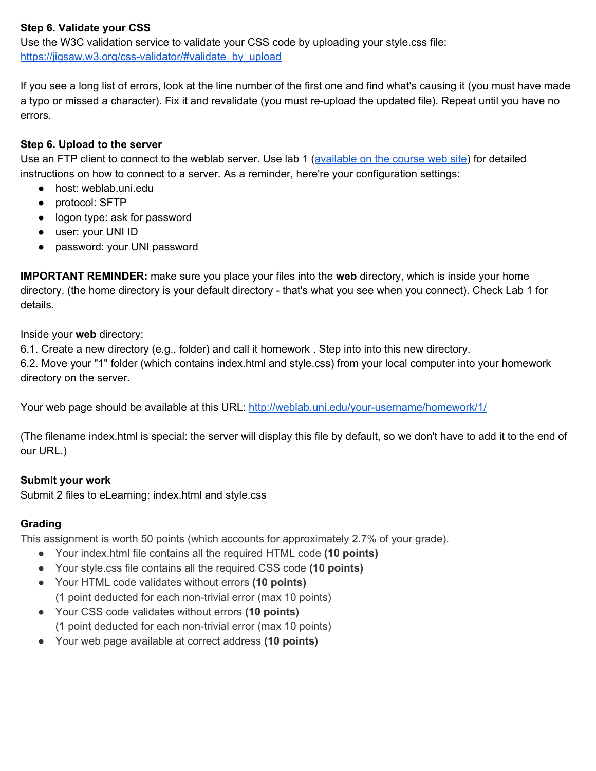**Step 6. Validate your CSS**
Use the W3C validation service to validate your CSS code by uploading your style.css file:
[https://jigsaw.w3.org/css-validator/#validate_by_upload](https://jigsaw.w3.org/css-validator/#validate_by_upload)

If you see a long list of errors, look at the line number of the first one and find what's causing it (you must have made a typo or missed a character). Fix it and revalidate (you must re-upload the updated file). Repeat until you have no errors.

**Step 6. Upload to the server**
Use an FTP client to connect to the weblab server. Use lab 1 (available on the course web site) for detailed instructions on how to connect to a server. As a reminder, here're your configuration settings:

- host: weblab.uni.edu
- protocol: SFTP
- logon type: ask for password
- user: your UNI ID
- password: your UNI password

**IMPORTANT REMINDER:** make sure you place your files into the **web** directory, which is inside your home directory. (the home directory is your default directory - that's what you see when you connect). Check Lab 1 for details.

Inside your **web** directory:
6.1. Create a new directory (e.g., folder) and call it homework . Step into into this new directory.
6.2. Move your "1" folder (which contains index.html and style.css) from your local computer into your homework directory on the server.

Your web page should be available at this URL: http://weblab.uni.edu/your-username/homework/1/

(The filename index.html is special: the server will display this file by default, so we don't have to add it to the end of our URL.)

**Submit your work**
Submit 2 files to eLearning: index.html and style.css

**Grading**
This assignment is worth 50 points (which accounts for approximately 2.7% of your grade).

- Your index.html file contains all the required HTML code **(10 points)**
- Your style.css file contains all the required CSS code **(10 points)**
- Your HTML code validates without errors **(10 points)**
  (1 point deducted for each non-trivial error (max 10 points)
- Your CSS code validates without errors **(10 points)**
  (1 point deducted for each non-trivial error (max 10 points)
- Your web page available at correct address **(10 points)**